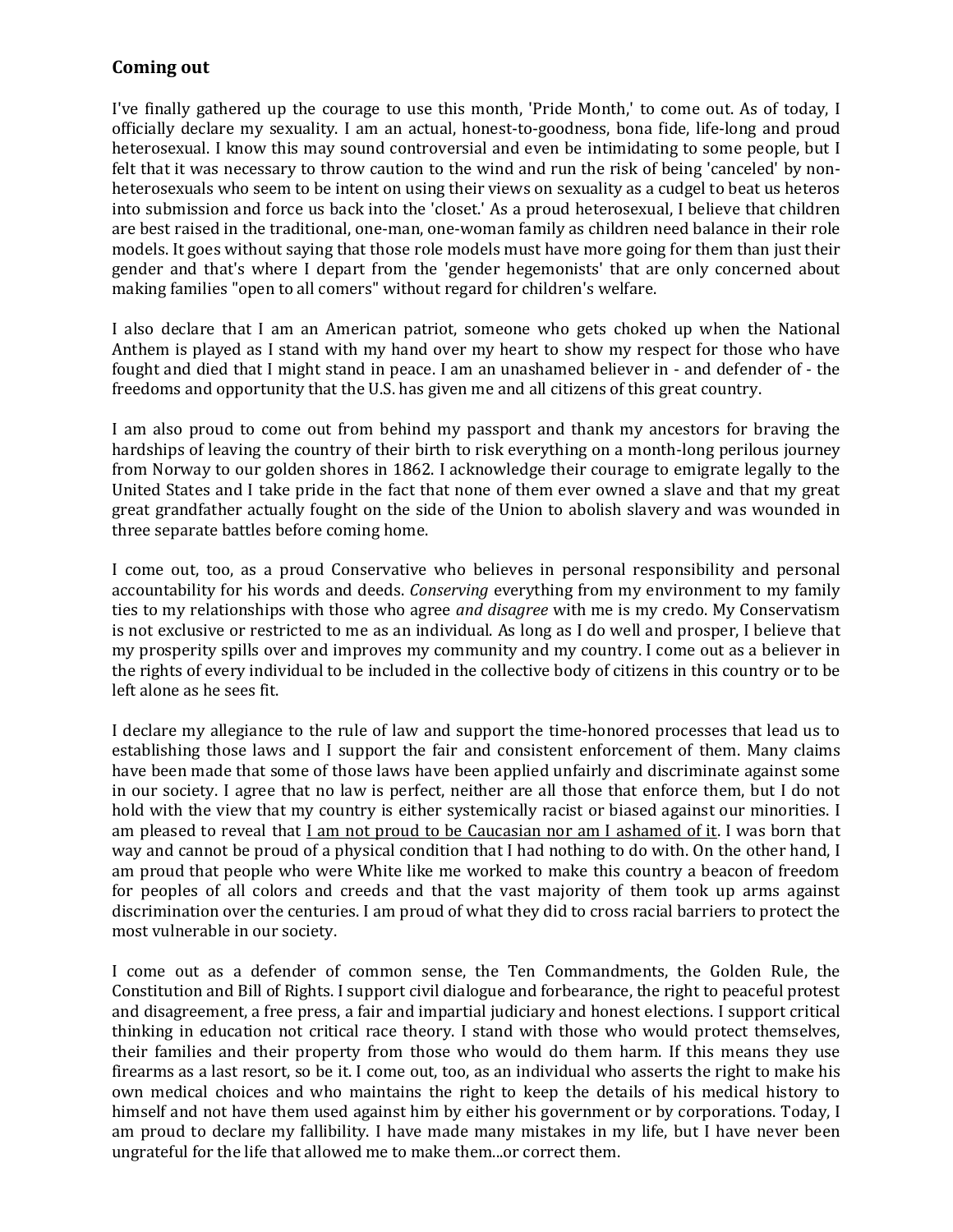## Coming out

I've finally gathered up the courage to use this month, 'Pride Month,' to come out. As of today, I officially declare my sexuality. I am an actual, honest-to-goodness, bona fide, life-long and proud heterosexual. I know this may sound controversial and even be intimidating to some people, but I felt that it was necessary to throw caution to the wind and run the risk of being 'canceled' by non-heterosexuals who seem to be intent on using their views on sexuality as a cudgel to beat us heteros into submission and force us back into the 'closet.' As a proud heterosexual, I believe that children are best raised in the traditional, one-man, one-woman family as children need balance in their role models. It goes without saying that those role models must have more going for them than just their gender and that's where I depart from the 'gender hegemonists' that are only concerned about making families "open to all comers" without regard for children's welfare.

I also declare that I am an American patriot, someone who gets choked up when the National Anthem is played as I stand with my hand over my heart to show my respect for those who have fought and died that I might stand in peace. I am an unashamed believer in - and defender of - the freedoms and opportunity that the U.S. has given me and all citizens of this great country.

I am also proud to come out from behind my passport and thank my ancestors for braving the hardships of leaving the country of their birth to risk everything on a month-long perilous journey from Norway to our golden shores in 1862. I acknowledge their courage to emigrate legally to the United States and I take pride in the fact that none of them ever owned a slave and that my great great grandfather actually fought on the side of the Union to abolish slavery and was wounded in three separate battles before coming home.

I come out, too, as a proud Conservative who believes in personal responsibility and personal accountability for his words and deeds. *Conserving* everything from my environment to my family ties to my relationships with those who agree *and disagree* with me is my credo. My Conservatism is not exclusive or restricted to me as an individual. As long as I do well and prosper, I believe that my prosperity spills over and improves my community and my country. I come out as a believer in the rights of every individual to be included in the collective body of citizens in this country or to be left alone as he sees fit.

I declare my allegiance to the rule of law and support the time-honored processes that lead us to establishing those laws and I support the fair and consistent enforcement of them. Many claims have been made that some of those laws have been applied unfairly and discriminate against some in our society. I agree that no law is perfect, neither are all those that enforce them, but I do not hold with the view that my country is either systemically racist or biased against our minorities. I am pleased to reveal that <u>I am not proud to be Caucasian nor am I ashamed of it</u>. I was born that way and cannot be proud of a physical condition that I had nothing to do with. On the other hand, I am proud that people who were White like me worked to make this country a beacon of freedom for peoples of all colors and creeds and that the vast majority of them took up arms against discrimination over the centuries. I am proud of what they did to cross racial barriers to protect the most vulnerable in our society.

I come out as a defender of common sense, the Ten Commandments, the Golden Rule, the Constitution and Bill of Rights. I support civil dialogue and forbearance, the right to peaceful protest and disagreement, a free press, a fair and impartial judiciary and honest elections. I support critical thinking in education not critical race theory. I stand with those who would protect themselves, their families and their property from those who would do them harm. If this means they use firearms as a last resort, so be it. I come out, too, as an individual who asserts the right to make his own medical choices and who maintains the right to keep the details of his medical history to himself and not have them used against him by either his government or by corporations. Today, I am proud to declare my fallibility. I have made many mistakes in my life, but I have never been ungrateful for the life that allowed me to make them...or correct them.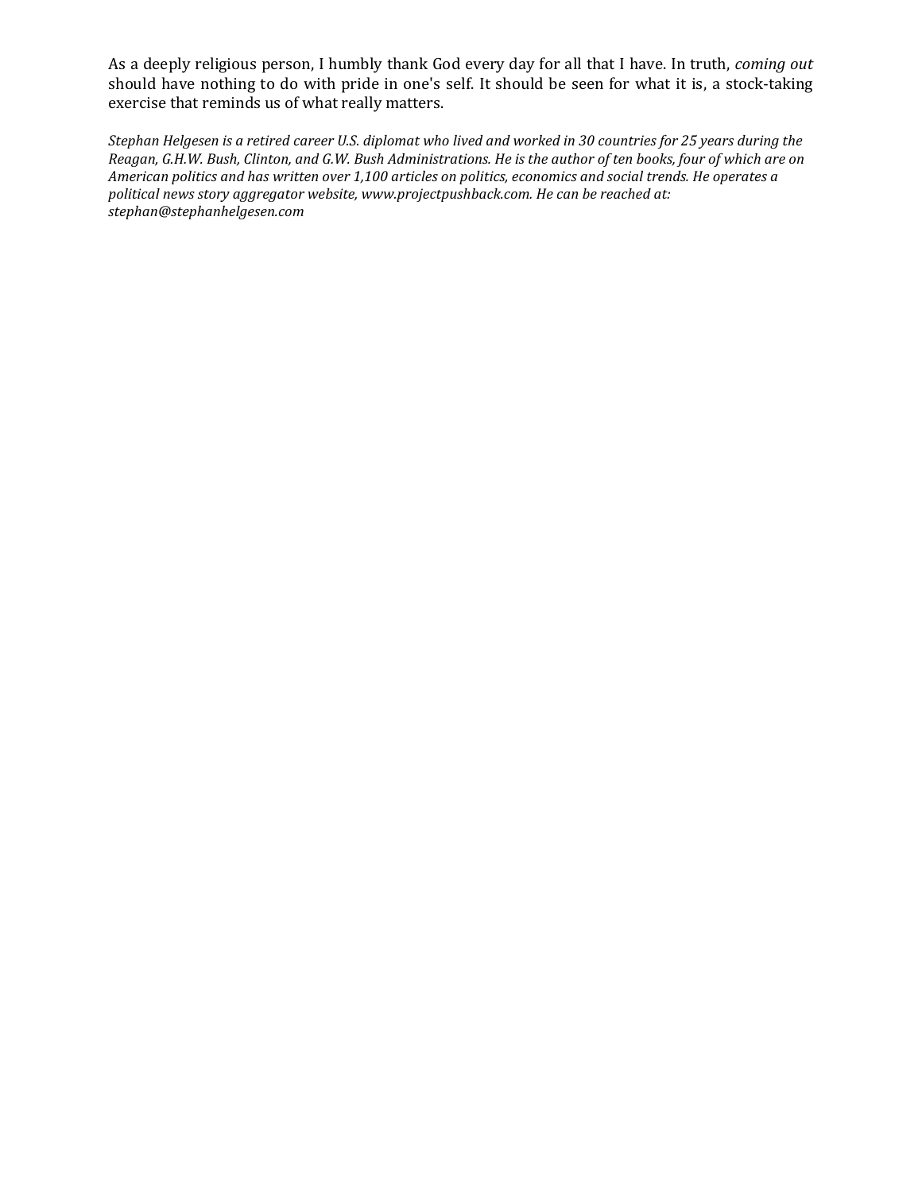As a deeply religious person, I humbly thank God every day for all that I have. In truth, *coming out* should have nothing to do with pride in one's self. It should be seen for what it is, a stock-taking exercise that reminds us of what really matters.

*Stephan Helgesen is a retired career U.S. diplomat who lived and worked in 30 countries for 25 years during the Reagan, G.H.W. Bush, Clinton, and G.W. Bush Administrations. He is the author of ten books, four of which are on American politics and has written over 1,100 articles on politics, economics and social trends. He operates a political news story aggregator website, www.projectpushback.com. He can be reached at: stephan@stephanhelgesen.com*